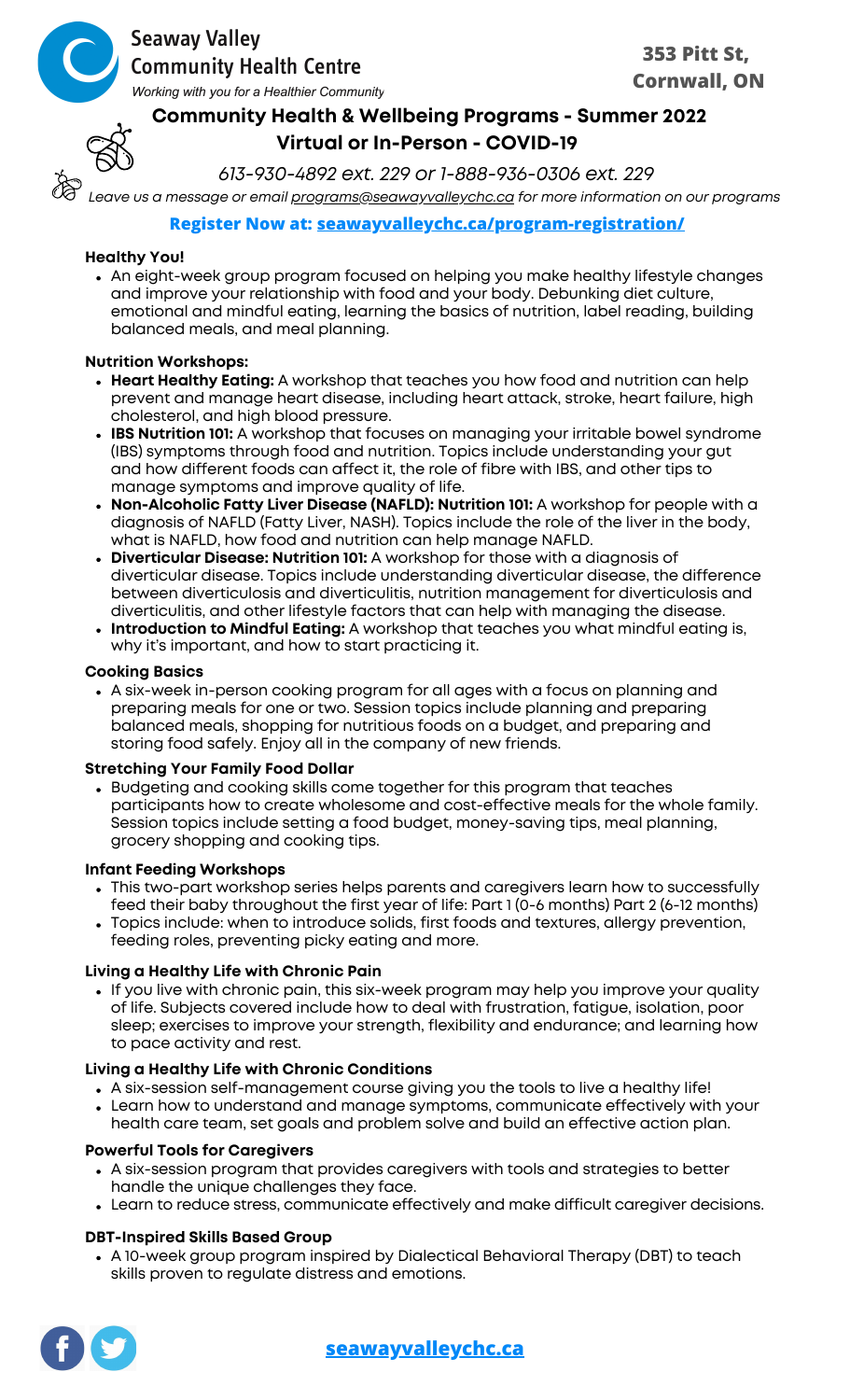Seaway Valley Community Health Centre

*Working with you for a Healthier Community*

**353 Pitt St, Cornwall, ON**

## Community Health & Wellbeing Programs - Summer 2022
## Virtual or In-Person - COVID-19

*613-930-4892 ext. 229 or 1-888-936-0306 ext. 229*

*Leave us a message or email programs@seawayvalleychc.ca for more information on our programs*

**Register Now at: seawayvalleychc.ca/program-registration/**

### Healthy You!

- An eight-week group program focused on helping you make healthy lifestyle changes and improve your relationship with food and your body. Debunking diet culture, emotional and mindful eating, learning the basics of nutrition, label reading, building balanced meals, and meal planning.

### Nutrition Workshops:

- **Heart Healthy Eating:** A workshop that teaches you how food and nutrition can help prevent and manage heart disease, including heart attack, stroke, heart failure, high cholesterol, and high blood pressure.
- **IBS Nutrition 101:** A workshop that focuses on managing your irritable bowel syndrome (IBS) symptoms through food and nutrition. Topics include understanding your gut and how different foods can affect it, the role of fibre with IBS, and other tips to manage symptoms and improve quality of life.
- **Non-Alcoholic Fatty Liver Disease (NAFLD): Nutrition 101:** A workshop for people with a diagnosis of NAFLD (Fatty Liver, NASH). Topics include the role of the liver in the body, what is NAFLD, how food and nutrition can help manage NAFLD.
- **Diverticular Disease: Nutrition 101:** A workshop for those with a diagnosis of diverticular disease. Topics include understanding diverticular disease, the difference between diverticulosis and diverticulitis, nutrition management for diverticulosis and diverticulitis, and other lifestyle factors that can help with managing the disease.
- **Introduction to Mindful Eating:** A workshop that teaches you what mindful eating is, why it's important, and how to start practicing it.

### Cooking Basics

- A six-week in-person cooking program for all ages with a focus on planning and preparing meals for one or two. Session topics include planning and preparing balanced meals, shopping for nutritious foods on a budget, and preparing and storing food safely. Enjoy all in the company of new friends.

### Stretching Your Family Food Dollar

- Budgeting and cooking skills come together for this program that teaches participants how to create wholesome and cost-effective meals for the whole family. Session topics include setting a food budget, money-saving tips, meal planning, grocery shopping and cooking tips.

### Infant Feeding Workshops

- This two-part workshop series helps parents and caregivers learn how to successfully feed their baby throughout the first year of life: Part 1 (0-6 months) Part 2 (6-12 months)
- Topics include: when to introduce solids, first foods and textures, allergy prevention, feeding roles, preventing picky eating and more.

### Living a Healthy Life with Chronic Pain

- If you live with chronic pain, this six-week program may help you improve your quality of life. Subjects covered include how to deal with frustration, fatigue, isolation, poor sleep; exercises to improve your strength, flexibility and endurance; and learning how to pace activity and rest.

### Living a Healthy Life with Chronic Conditions

- A six-session self-management course giving you the tools to live a healthy life!
- Learn how to understand and manage symptoms, communicate effectively with your health care team, set goals and problem solve and build an effective action plan.

### Powerful Tools for Caregivers

- A six-session program that provides caregivers with tools and strategies to better handle the unique challenges they face.
- Learn to reduce stress, communicate effectively and make difficult caregiver decisions.

### DBT-Inspired Skills Based Group

- A 10-week group program inspired by Dialectical Behavioral Therapy (DBT) to teach skills proven to regulate distress and emotions.

**seawayvalleychc.ca**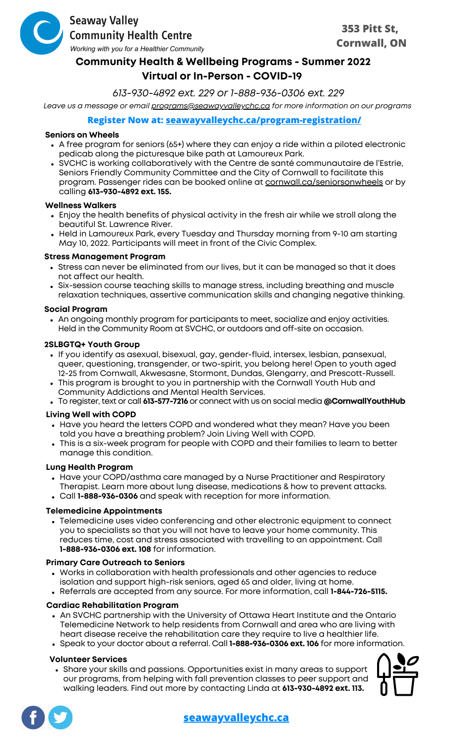**Seaway Valley Community Health Centre**

*Working with you for a Healthier Community*

**353 Pitt St, Cornwall, ON**

## Community Health & Wellbeing Programs - Summer 2022
## Virtual or In-Person - COVID-19

*613-930-4892 ext. 229 or 1-888-936-0306 ext. 229*

*Leave us a message or email programs@seawayvalleychc.ca for more information on our programs*

**Register Now at: seawayvalleychc.ca/program-registration/**

### Seniors on Wheels

- A free program for seniors (65+) where they can enjoy a ride within a piloted electronic pedicab along the picturesque bike path at Lamoureux Park.
- SVCHC is working collaboratively with the Centre de santé communautaire de l'Estrie, Seniors Friendly Community Committee and the City of Cornwall to facilitate this program. Passenger rides can be booked online at cornwall.ca/seniorsonwheels or by calling **613-930-4892 ext. 155.**

### Wellness Walkers

- Enjoy the health benefits of physical activity in the fresh air while we stroll along the beautiful St. Lawrence River.
- Held in Lamoureux Park, every Tuesday and Thursday morning from 9-10 am starting May 10, 2022. Participants will meet in front of the Civic Complex.

### Stress Management Program

- Stress can never be eliminated from our lives, but it can be managed so that it does not affect our health.
- Six-session course teaching skills to manage stress, including breathing and muscle relaxation techniques, assertive communication skills and changing negative thinking.

### Social Program

- An ongoing monthly program for participants to meet, socialize and enjoy activities. Held in the Community Room at SVCHC, or outdoors and off-site on occasion.

### 2SLBGTQ+ Youth Group

- If you identify as asexual, bisexual, gay, gender-fluid, intersex, lesbian, pansexual, queer, questioning, transgender, or two-spirit, you belong here! Open to youth aged 12-25 from Cornwall, Akwesasne, Stormont, Dundas, Glengarry, and Prescott-Russell.
- This program is brought to you in partnership with the Cornwall Youth Hub and Community Addictions and Mental Health Services.
- To register, text or call **613-577-7216** or connect with us on social media **@CornwallYouthHub**

### Living Well with COPD

- Have you heard the letters COPD and wondered what they mean? Have you been told you have a breathing problem? Join Living Well with COPD.
- This is a six-week program for people with COPD and their families to learn to better manage this condition.

### Lung Health Program

- Have your COPD/asthma care managed by a Nurse Practitioner and Respiratory Therapist. Learn more about lung disease, medications & how to prevent attacks.
- Call **1-888-936-0306** and speak with reception for more information.

### Telemedicine Appointments

- Telemedicine uses video conferencing and other electronic equipment to connect you to specialists so that you will not have to leave your home community. This reduces time, cost and stress associated with travelling to an appointment. Call **1-888-936-0306 ext. 108** for information.

### Primary Care Outreach to Seniors

- Works in collaboration with health professionals and other agencies to reduce isolation and support high-risk seniors, aged 65 and older, living at home.
- Referrals are accepted from any source. For more information, call **1-844-726-5115.**

### Cardiac Rehabilitation Program

- An SVCHC partnership with the University of Ottawa Heart Institute and the Ontario Telemedicine Network to help residents from Cornwall and area who are living with heart disease receive the rehabilitation care they require to live a healthier life.
- Speak to your doctor about a referral. Call **1-888-936-0306 ext. 106** for more information.

### Volunteer Services

- Share your skills and passions. Opportunities exist in many areas to support our programs, from helping with fall prevention classes to peer support and walking leaders. Find out more by contacting Linda at **613-930-4892 ext. 113.**

**seawayvalleychc.ca**